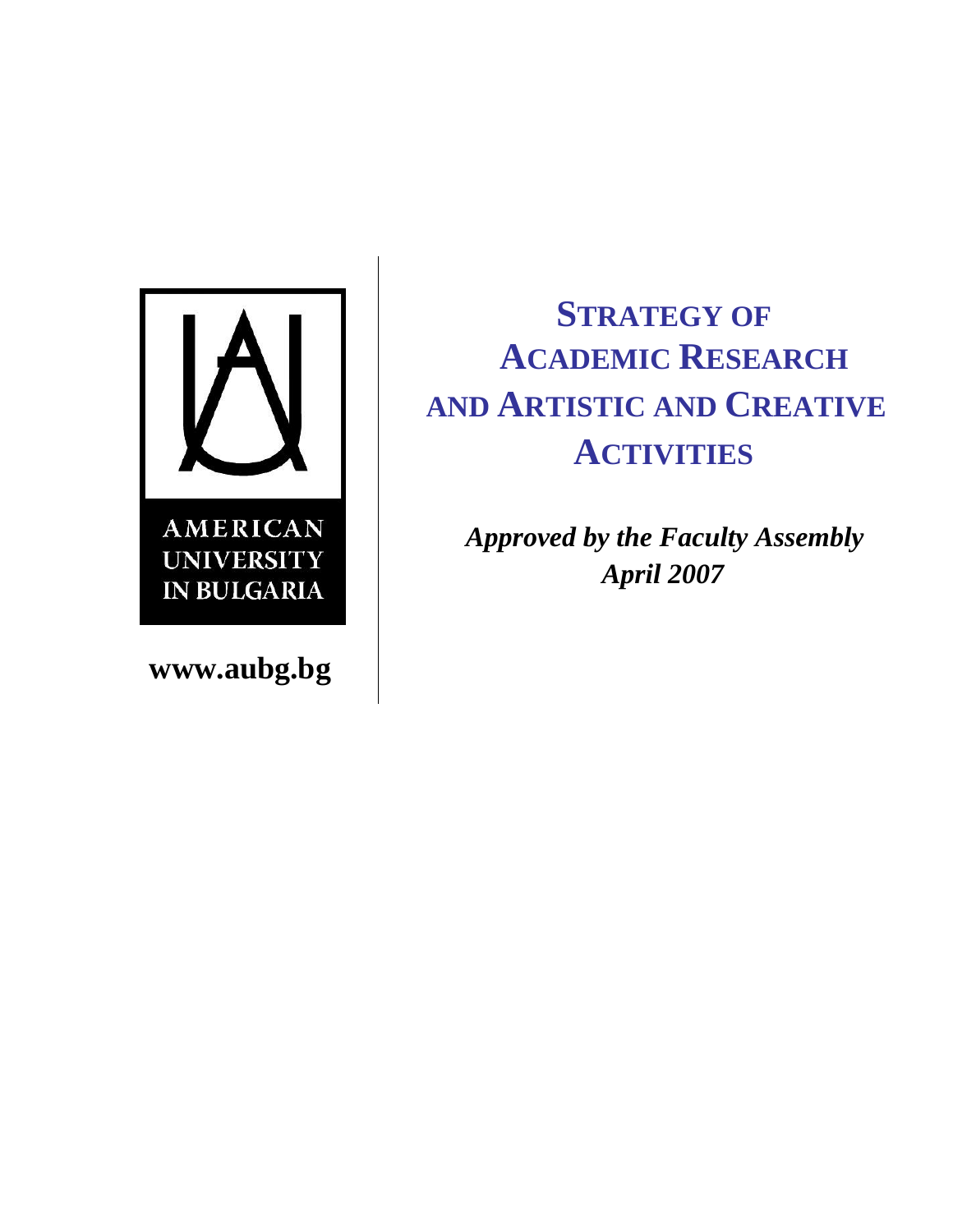AMERICAN
UNIVERSITY
IN BULGARIA

**www.aubg.bg**

# STRATEGY OF ACADEMIC RESEARCH AND ARTISTIC AND CREATIVE ACTIVITIES

***Approved by the Faculty Assembly***
***April 2007***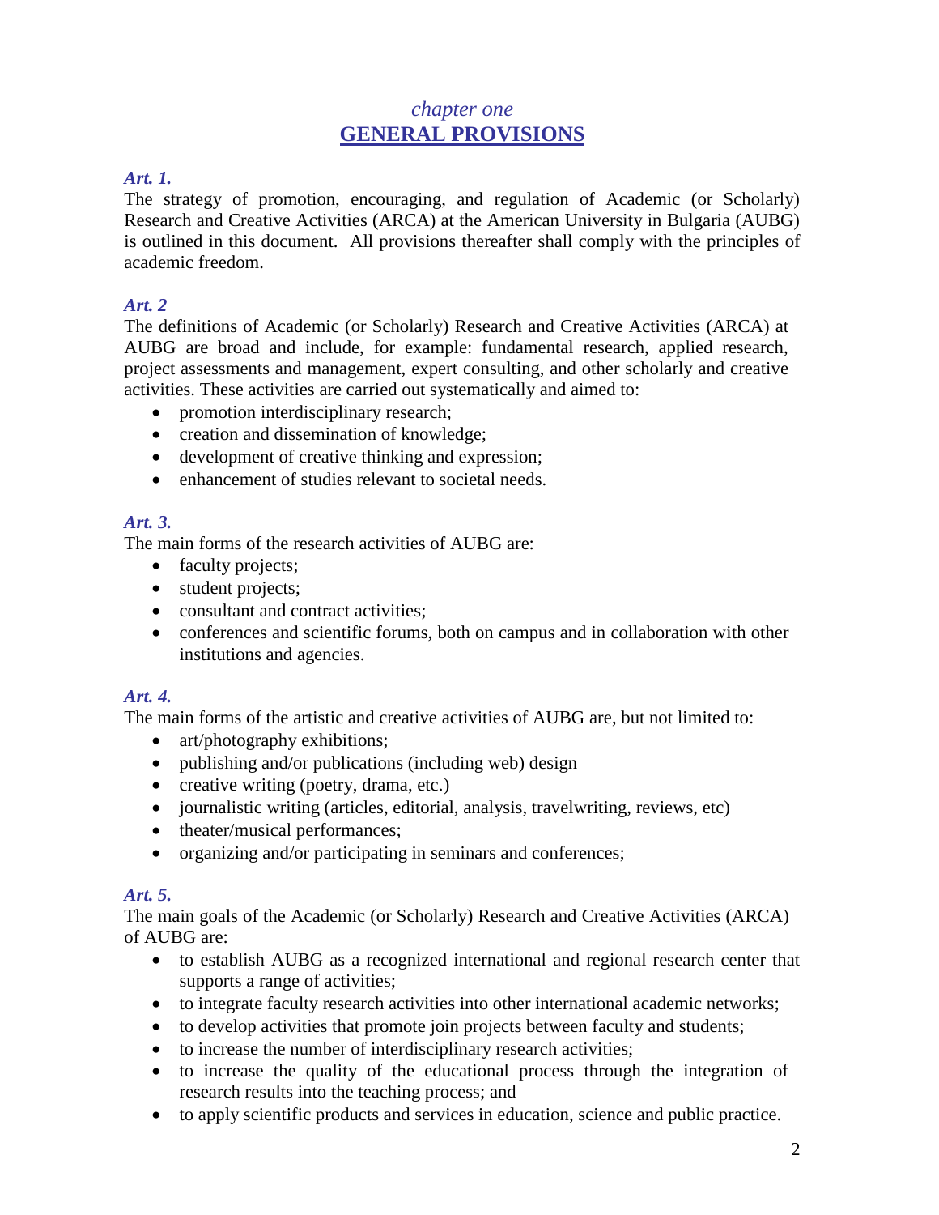# *chapter one*
# **GENERAL PROVISIONS**

***Art. 1.***

The strategy of promotion, encouraging, and regulation of Academic (or Scholarly) Research and Creative Activities (ARCA) at the American University in Bulgaria (AUBG) is outlined in this document. All provisions thereafter shall comply with the principles of academic freedom.

***Art. 2***

The definitions of Academic (or Scholarly) Research and Creative Activities (ARCA) at AUBG are broad and include, for example: fundamental research, applied research, project assessments and management, expert consulting, and other scholarly and creative activities. These activities are carried out systematically and aimed to:

- promotion interdisciplinary research;
- creation and dissemination of knowledge;
- development of creative thinking and expression;
- enhancement of studies relevant to societal needs.

***Art. 3.***

The main forms of the research activities of AUBG are:

- faculty projects;
- student projects;
- consultant and contract activities;
- conferences and scientific forums, both on campus and in collaboration with other institutions and agencies.

***Art. 4.***

The main forms of the artistic and creative activities of AUBG are, but not limited to:

- art/photography exhibitions;
- publishing and/or publications (including web) design
- creative writing (poetry, drama, etc.)
- journalistic writing (articles, editorial, analysis, travelwriting, reviews, etc)
- theater/musical performances;
- organizing and/or participating in seminars and conferences;

***Art. 5.***

The main goals of the Academic (or Scholarly) Research and Creative Activities (ARCA) of AUBG are:

- to establish AUBG as a recognized international and regional research center that supports a range of activities;
- to integrate faculty research activities into other international academic networks;
- to develop activities that promote join projects between faculty and students;
- to increase the number of interdisciplinary research activities;
- to increase the quality of the educational process through the integration of research results into the teaching process; and
- to apply scientific products and services in education, science and public practice.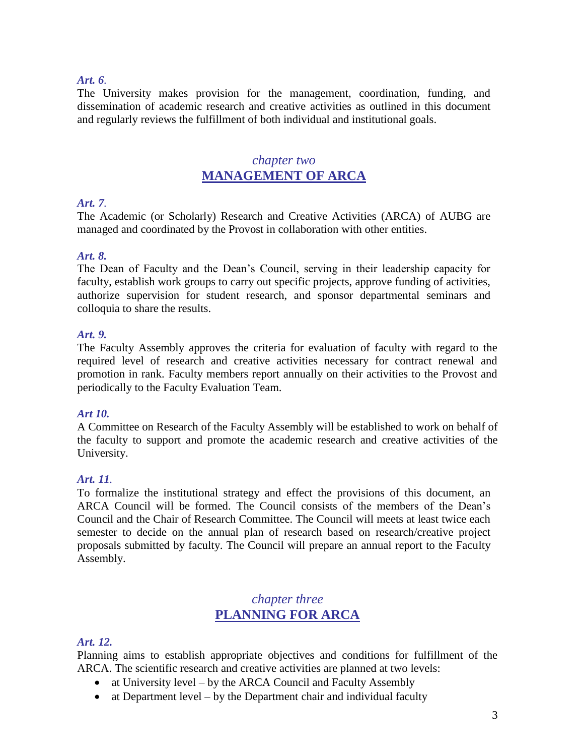***Art. 6***.

The University makes provision for the management, coordination, funding, and dissemination of academic research and creative activities as outlined in this document and regularly reviews the fulfillment of both individual and institutional goals.

## *chapter two*
## MANAGEMENT OF ARCA

***Art. 7***.

The Academic (or Scholarly) Research and Creative Activities (ARCA) of AUBG are managed and coordinated by the Provost in collaboration with other entities.

***Art. 8.***

The Dean of Faculty and the Dean's Council, serving in their leadership capacity for faculty, establish work groups to carry out specific projects, approve funding of activities, authorize supervision for student research, and sponsor departmental seminars and colloquia to share the results.

***Art. 9.***

The Faculty Assembly approves the criteria for evaluation of faculty with regard to the required level of research and creative activities necessary for contract renewal and promotion in rank. Faculty members report annually on their activities to the Provost and periodically to the Faculty Evaluation Team.

***Art 10.***

A Committee on Research of the Faculty Assembly will be established to work on behalf of the faculty to support and promote the academic research and creative activities of the University.

***Art. 11***.

To formalize the institutional strategy and effect the provisions of this document, an ARCA Council will be formed. The Council consists of the members of the Dean's Council and the Chair of Research Committee. The Council will meets at least twice each semester to decide on the annual plan of research based on research/creative project proposals submitted by faculty. The Council will prepare an annual report to the Faculty Assembly.

## *chapter three*
## PLANNING FOR ARCA

***Art. 12.***

Planning aims to establish appropriate objectives and conditions for fulfillment of the ARCA. The scientific research and creative activities are planned at two levels:

- at University level – by the ARCA Council and Faculty Assembly
- at Department level – by the Department chair and individual faculty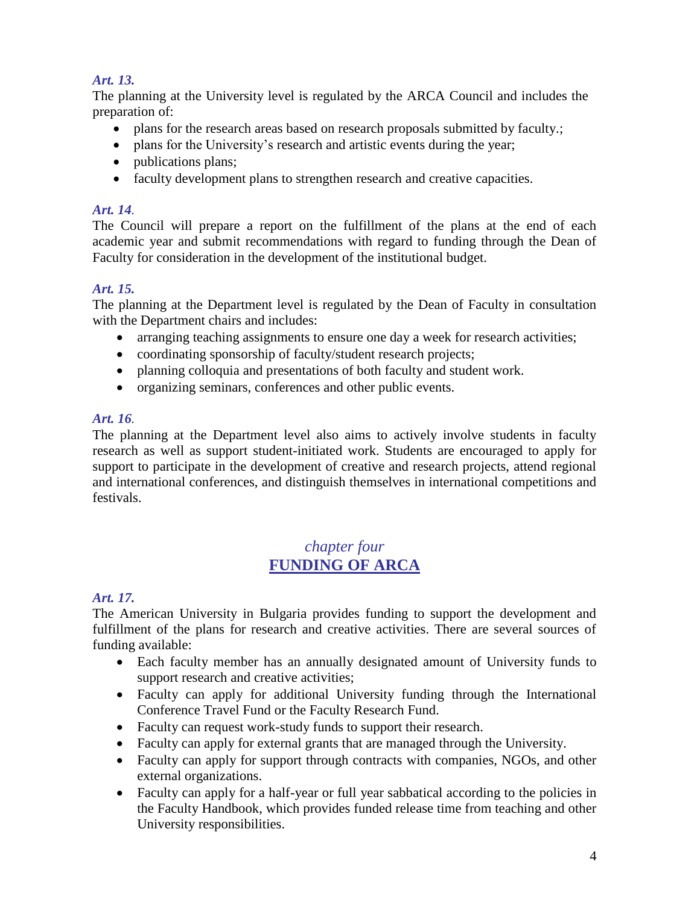*Art. 13.*

The planning at the University level is regulated by the ARCA Council and includes the preparation of:

- plans for the research areas based on research proposals submitted by faculty.;
- plans for the University's research and artistic events during the year;
- publications plans;
- faculty development plans to strengthen research and creative capacities.

*Art. 14.*

The Council will prepare a report on the fulfillment of the plans at the end of each academic year and submit recommendations with regard to funding through the Dean of Faculty for consideration in the development of the institutional budget.

*Art. 15.*

The planning at the Department level is regulated by the Dean of Faculty in consultation with the Department chairs and includes:

- arranging teaching assignments to ensure one day a week for research activities;
- coordinating sponsorship of faculty/student research projects;
- planning colloquia and presentations of both faculty and student work.
- organizing seminars, conferences and other public events.

*Art. 16.*

The planning at the Department level also aims to actively involve students in faculty research as well as support student-initiated work. Students are encouraged to apply for support to participate in the development of creative and research projects, attend regional and international conferences, and distinguish themselves in international competitions and festivals.

## *chapter four*
## FUNDING OF ARCA

*Art. 17.*

The American University in Bulgaria provides funding to support the development and fulfillment of the plans for research and creative activities. There are several sources of funding available:

- Each faculty member has an annually designated amount of University funds to support research and creative activities;
- Faculty can apply for additional University funding through the International Conference Travel Fund or the Faculty Research Fund.
- Faculty can request work-study funds to support their research.
- Faculty can apply for external grants that are managed through the University.
- Faculty can apply for support through contracts with companies, NGOs, and other external organizations.
- Faculty can apply for a half-year or full year sabbatical according to the policies in the Faculty Handbook, which provides funded release time from teaching and other University responsibilities.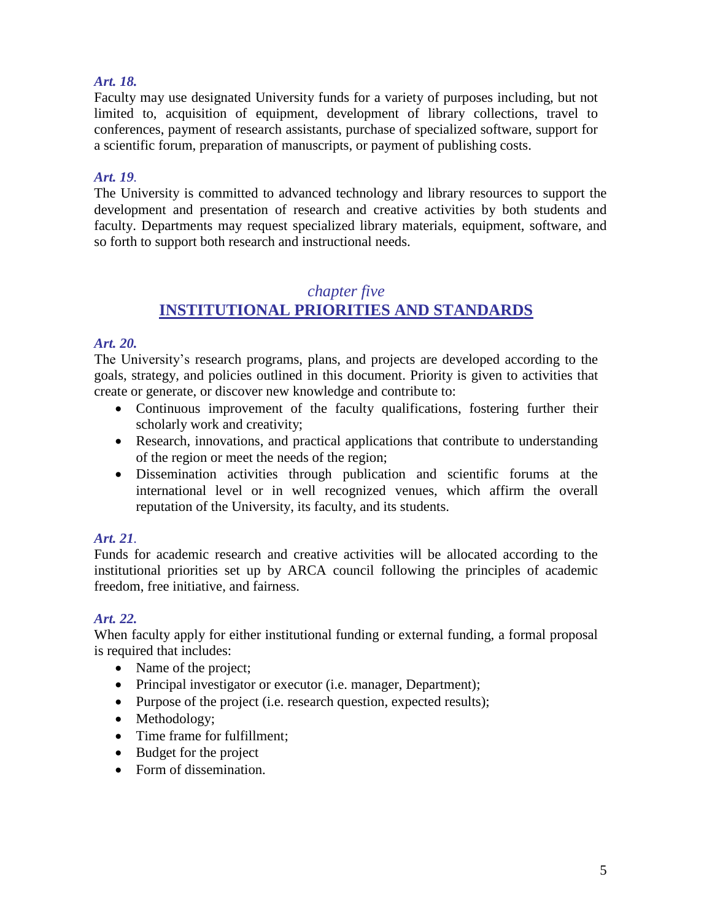***Art. 18.***

Faculty may use designated University funds for a variety of purposes including, but not limited to, acquisition of equipment, development of library collections, travel to conferences, payment of research assistants, purchase of specialized software, support for a scientific forum, preparation of manuscripts, or payment of publishing costs.

***Art. 19***.

The University is committed to advanced technology and library resources to support the development and presentation of research and creative activities by both students and faculty. Departments may request specialized library materials, equipment, software, and so forth to support both research and instructional needs.

## *chapter five*
## INSTITUTIONAL PRIORITIES AND STANDARDS

***Art. 20.***

The University's research programs, plans, and projects are developed according to the goals, strategy, and policies outlined in this document. Priority is given to activities that create or generate, or discover new knowledge and contribute to:

- Continuous improvement of the faculty qualifications, fostering further their scholarly work and creativity;
- Research, innovations, and practical applications that contribute to understanding of the region or meet the needs of the region;
- Dissemination activities through publication and scientific forums at the international level or in well recognized venues, which affirm the overall reputation of the University, its faculty, and its students.

***Art. 21***.

Funds for academic research and creative activities will be allocated according to the institutional priorities set up by ARCA council following the principles of academic freedom, free initiative, and fairness.

***Art. 22.***

When faculty apply for either institutional funding or external funding, a formal proposal is required that includes:

- Name of the project;
- Principal investigator or executor (i.e. manager, Department);
- Purpose of the project (i.e. research question, expected results);
- Methodology;
- Time frame for fulfillment;
- Budget for the project
- Form of dissemination.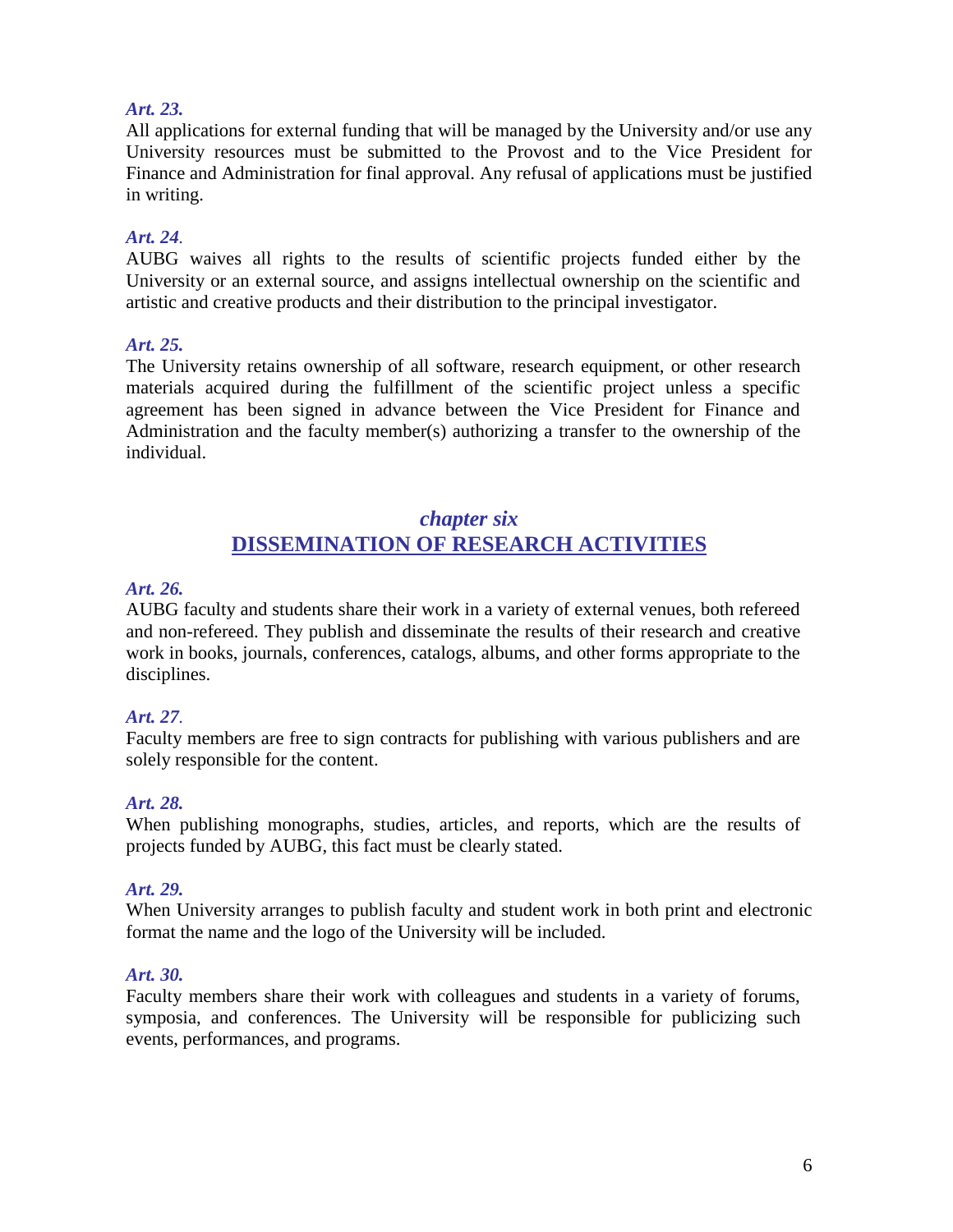*Art. 23.*

All applications for external funding that will be managed by the University and/or use any University resources must be submitted to the Provost and to the Vice President for Finance and Administration for final approval. Any refusal of applications must be justified in writing.

*Art. 24.*

AUBG waives all rights to the results of scientific projects funded either by the University or an external source, and assigns intellectual ownership on the scientific and artistic and creative products and their distribution to the principal investigator.

*Art. 25.*

The University retains ownership of all software, research equipment, or other research materials acquired during the fulfillment of the scientific project unless a specific agreement has been signed in advance between the Vice President for Finance and Administration and the faculty member(s) authorizing a transfer to the ownership of the individual.

## *chapter six*
## DISSEMINATION OF RESEARCH ACTIVITIES

*Art. 26.*

AUBG faculty and students share their work in a variety of external venues, both refereed and non-refereed. They publish and disseminate the results of their research and creative work in books, journals, conferences, catalogs, albums, and other forms appropriate to the disciplines.

*Art. 27.*

Faculty members are free to sign contracts for publishing with various publishers and are solely responsible for the content.

*Art. 28.*

When publishing monographs, studies, articles, and reports, which are the results of projects funded by AUBG, this fact must be clearly stated.

*Art. 29.*

When University arranges to publish faculty and student work in both print and electronic format the name and the logo of the University will be included.

*Art. 30.*

Faculty members share their work with colleagues and students in a variety of forums, symposia, and conferences. The University will be responsible for publicizing such events, performances, and programs.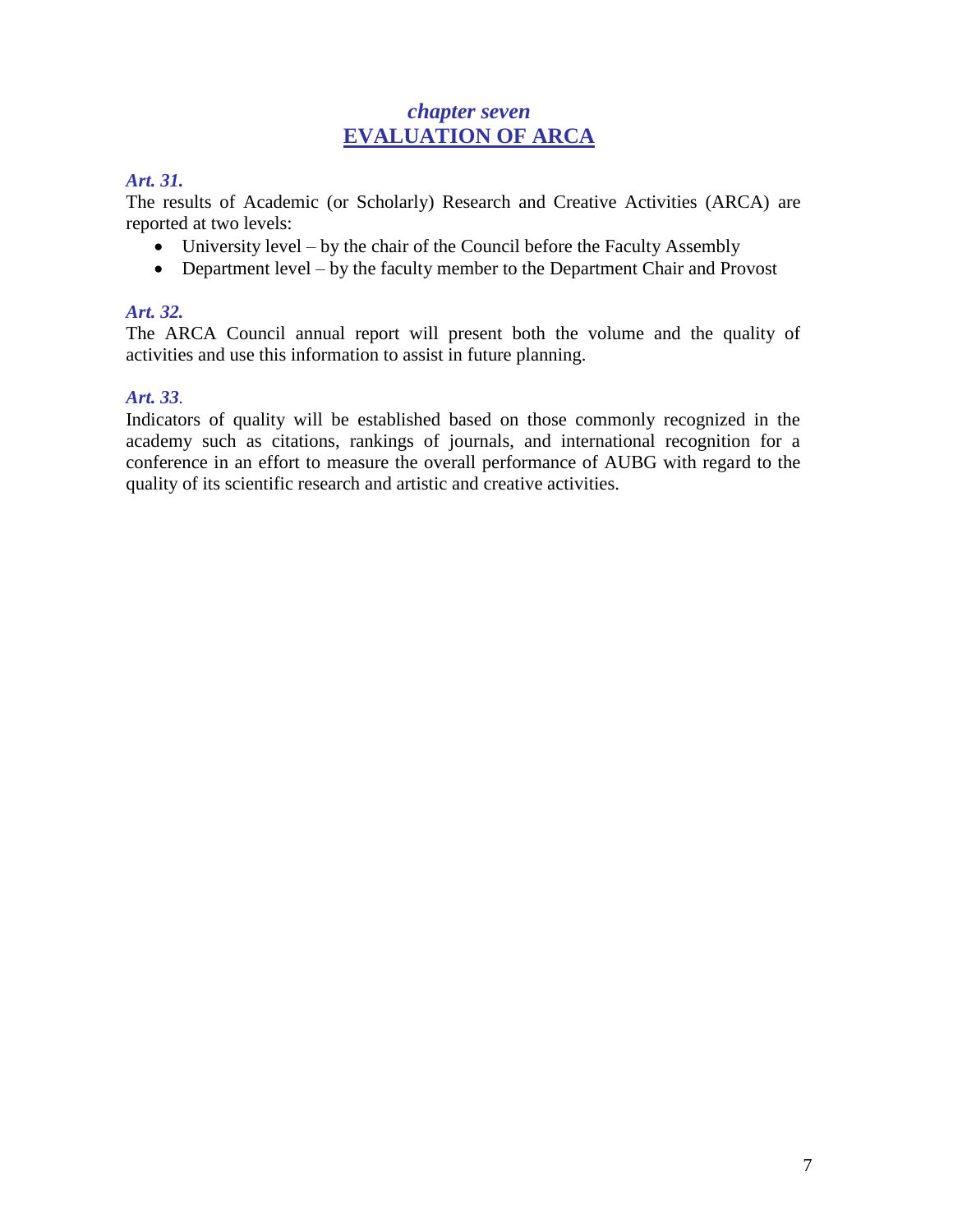## *chapter seven*

## EVALUATION OF ARCA

***Art. 31.***

The results of Academic (or Scholarly) Research and Creative Activities (ARCA) are reported at two levels:

- University level – by the chair of the Council before the Faculty Assembly
- Department level – by the faculty member to the Department Chair and Provost

***Art. 32.***

The ARCA Council annual report will present both the volume and the quality of activities and use this information to assist in future planning.

***Art. 33.***

Indicators of quality will be established based on those commonly recognized in the academy such as citations, rankings of journals, and international recognition for a conference in an effort to measure the overall performance of AUBG with regard to the quality of its scientific research and artistic and creative activities.